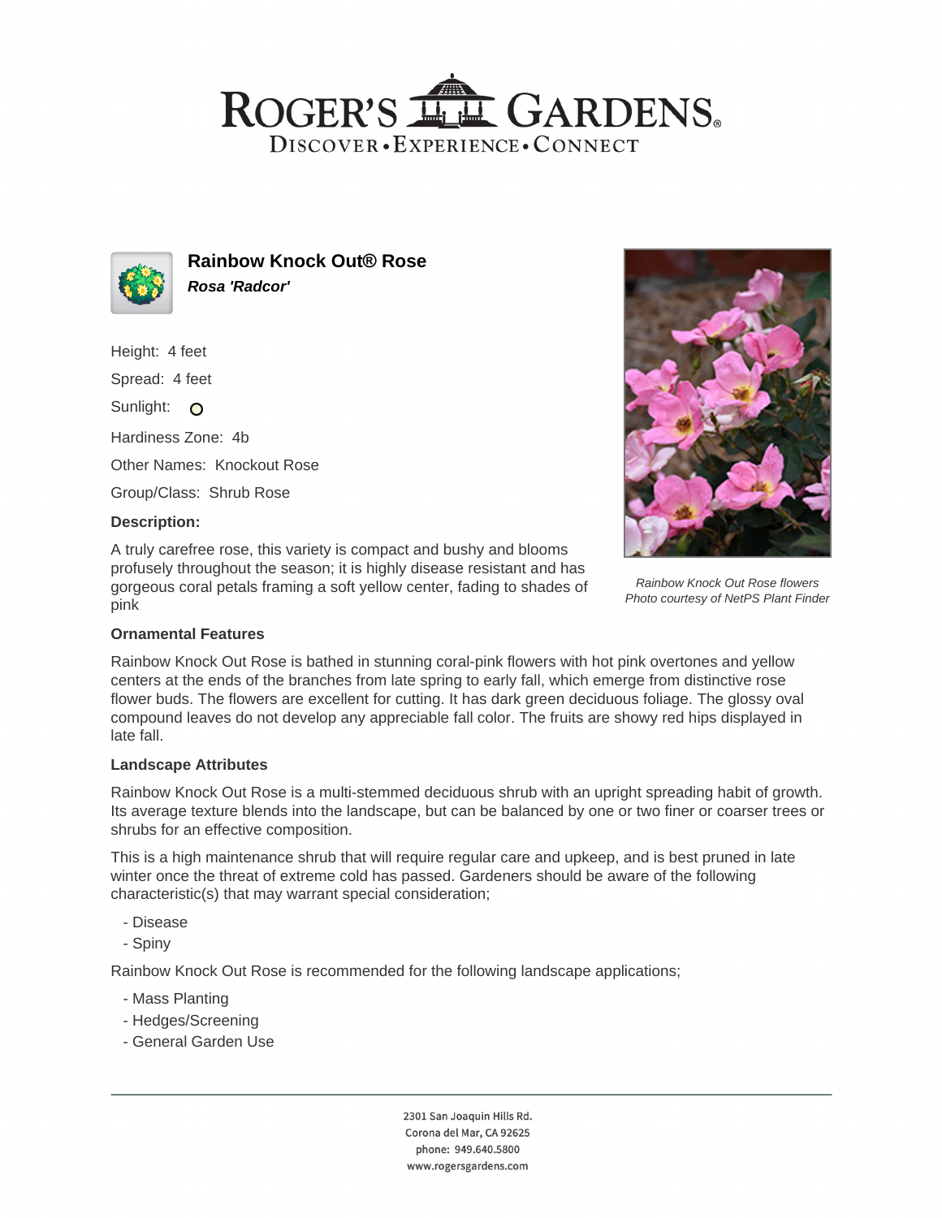# Roger's Gardens

Discover • Experience • Connect

## Rainbow Knock Out® Rose

***Rosa 'Radcor'***

Height: 4 feet

Spread: 4 feet

Sunlight:

Hardiness Zone: 4b

Other Names: Knockout Rose

Group/Class: Shrub Rose

**Description:**

A truly carefree rose, this variety is compact and bushy and blooms profusely throughout the season; it is highly disease resistant and has gorgeous coral petals framing a soft yellow center, fading to shades of pink

*Rainbow Knock Out Rose flowers*
*Photo courtesy of NetPS Plant Finder*

### Ornamental Features

Rainbow Knock Out Rose is bathed in stunning coral-pink flowers with hot pink overtones and yellow centers at the ends of the branches from late spring to early fall, which emerge from distinctive rose flower buds. The flowers are excellent for cutting. It has dark green deciduous foliage. The glossy oval compound leaves do not develop any appreciable fall color. The fruits are showy red hips displayed in late fall.

### Landscape Attributes

Rainbow Knock Out Rose is a multi-stemmed deciduous shrub with an upright spreading habit of growth. Its average texture blends into the landscape, but can be balanced by one or two finer or coarser trees or shrubs for an effective composition.

This is a high maintenance shrub that will require regular care and upkeep, and is best pruned in late winter once the threat of extreme cold has passed. Gardeners should be aware of the following characteristic(s) that may warrant special consideration;

- Disease
- Spiny

Rainbow Knock Out Rose is recommended for the following landscape applications;

- Mass Planting
- Hedges/Screening
- General Garden Use

2301 San Joaquin Hills Rd.
Corona del Mar, CA 92625
phone: 949.640.5800
www.rogersgardens.com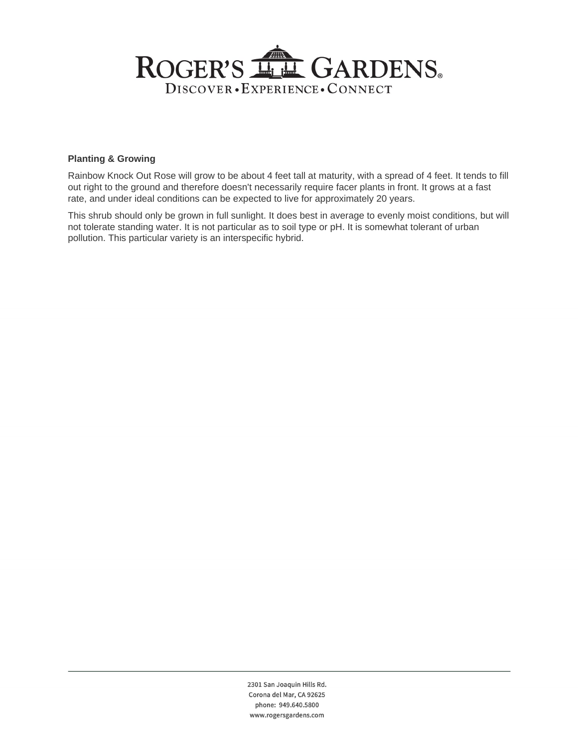**Planting & Growing**

Rainbow Knock Out Rose will grow to be about 4 feet tall at maturity, with a spread of 4 feet. It tends to fill out right to the ground and therefore doesn't necessarily require facer plants in front. It grows at a fast rate, and under ideal conditions can be expected to live for approximately 20 years.

This shrub should only be grown in full sunlight. It does best in average to evenly moist conditions, but will not tolerate standing water. It is not particular as to soil type or pH. It is somewhat tolerant of urban pollution. This particular variety is an interspecific hybrid.